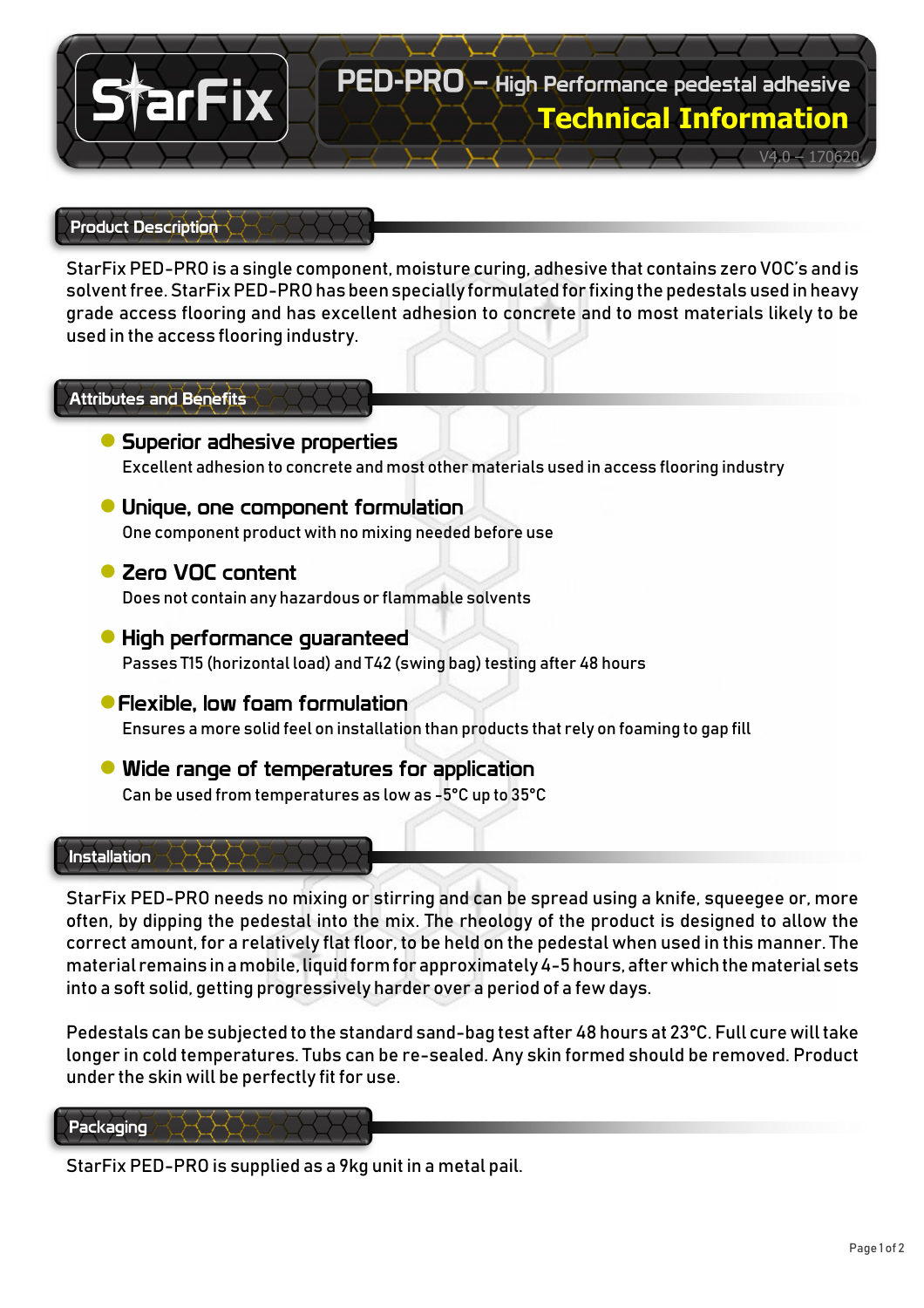# PED-PRO – High Performance pedestal adhesive

## Technical Information

V4.0 – 170620

## Product Description

StarFix PED-PRO is a single component, moisture curing, adhesive that contains zero VOC's and is solvent free. StarFix PED-PRO has been specially formulated for fixing the pedestals used in heavy grade access flooring and has excellent adhesion to concrete and to most materials likely to be used in the access flooring industry.

## Attributes and Benefits

- **Superior adhesive properties**
  Excellent adhesion to concrete and most other materials used in access flooring industry
- **Unique, one component formulation**
  One component product with no mixing needed before use
- **Zero VOC content**
  Does not contain any hazardous or flammable solvents
- **High performance guaranteed**
  Passes T15 (horizontal load) and T42 (swing bag) testing after 48 hours
- **Flexible, low foam formulation**
  Ensures a more solid feel on installation than products that rely on foaming to gap fill
- **Wide range of temperatures for application**
  Can be used from temperatures as low as -5°C up to 35°C

## Installation

StarFix PED-PRO needs no mixing or stirring and can be spread using a knife, squeegee or, more often, by dipping the pedestal into the mix. The rheology of the product is designed to allow the correct amount, for a relatively flat floor, to be held on the pedestal when used in this manner. The material remains in a mobile, liquid form for approximately 4-5 hours, after which the material sets into a soft solid, getting progressively harder over a period of a few days.

Pedestals can be subjected to the standard sand-bag test after 48 hours at 23°C. Full cure will take longer in cold temperatures. Tubs can be re-sealed. Any skin formed should be removed. Product under the skin will be perfectly fit for use.

## Packaging

StarFix PED-PRO is supplied as a 9kg unit in a metal pail.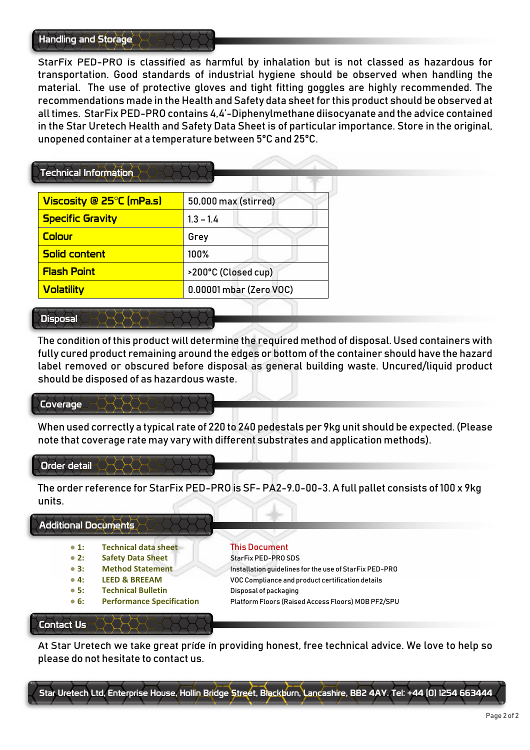## Handling and Storage

StarFix PED-PRO is classified as harmful by inhalation but is not classed as hazardous for transportation. Good standards of industrial hygiene should be observed when handling the material. The use of protective gloves and tight fitting goggles are highly recommended. The recommendations made in the Health and Safety data sheet for this product should be observed at all times. StarFix PED-PRO contains 4,4'-Diphenylmethane diisocyanate and the advice contained in the Star Uretech Health and Safety Data Sheet is of particular importance. Store in the original, unopened container at a temperature between 5°C and 25°C.

## Technical Information

| | |
|---|---|
| **Viscosity @ 25°C (mPa.s)** | 50,000 max (stirred) |
| **Specific Gravity** | 1.3 – 1.4 |
| **Colour** | Grey |
| **Solid content** | 100% |
| **Flash Point** | >200°C (Closed cup) |
| **Volatility** | 0.00001 mbar (Zero VOC) |

## Disposal

The condition of this product will determine the required method of disposal. Used containers with fully cured product remaining around the edges or bottom of the container should have the hazard label removed or obscured before disposal as general building waste. Uncured/liquid product should be disposed of as hazardous waste.

## Coverage

When used correctly a typical rate of 220 to 240 pedestals per 9kg unit should be expected. (Please note that coverage rate may vary with different substrates and application methods).

## Order detail

The order reference for StarFix PED-PRO is SF- PA2-9.0-00-3. A full pallet consists of 100 x 9kg units.

## Additional Documents

- **1: Technical data sheet** — This Document
- **2: Safety Data Sheet** — StarFix PED-PRO SDS
- **3: Method Statement** — Installation guidelines for the use of StarFix PED-PRO
- **4: LEED & BREEAM** — VOC Compliance and product certification details
- **5: Technical Bulletin** — Disposal of packaging
- **6: Performance Specification** — Platform Floors (Raised Access Floors) MOB PF2/SPU

## Contact Us

At Star Uretech we take great pride in providing honest, free technical advice. We love to help so please do not hesitate to contact us.

**Star Uretech Ltd, Enterprise House, Hollin Bridge Street, Blackburn, Lancashire, BB2 4AY. Tel: +44 (0) 1254 663444**